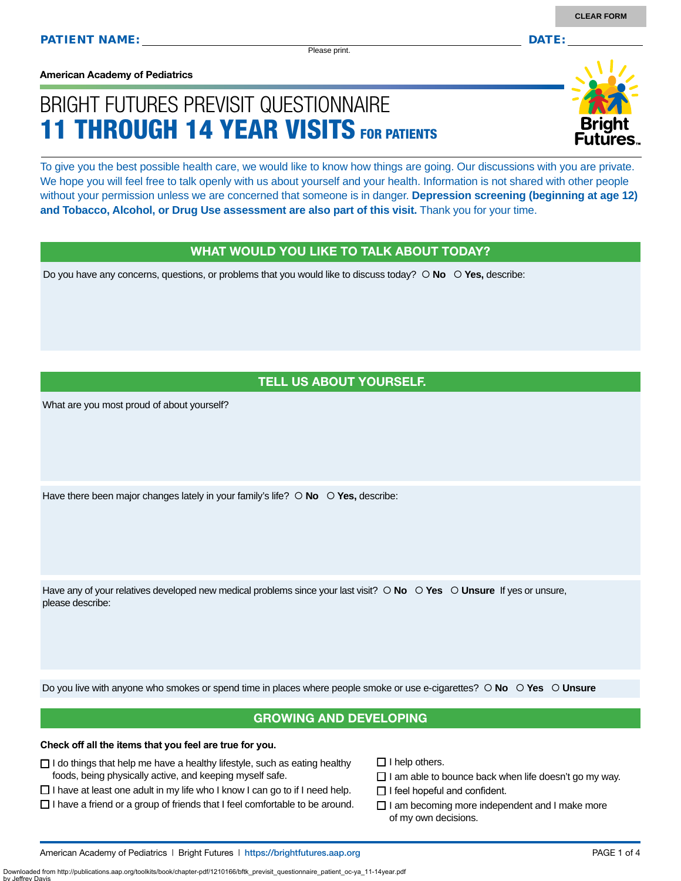CLEAR FORM

**PATIENT NAME:** ______________________ **DATE:** __________

Please print.

**American Academy of Pediatrics**

# BRIGHT FUTURES PREVISIT QUESTIONNAIRE
# 11 THROUGH 14 YEAR VISITS FOR PATIENTS

To give you the best possible health care, we would like to know how things are going. Our discussions with you are private. We hope you will feel free to talk openly with us about yourself and your health. Information is not shared with other people without your permission unless we are concerned that someone is in danger. **Depression screening (beginning at age 12) and Tobacco, Alcohol, or Drug Use assessment are also part of this visit.** Thank you for your time.

## WHAT WOULD YOU LIKE TO TALK ABOUT TODAY?

Do you have any concerns, questions, or problems that you would like to discuss today? ○ **No** ○ **Yes,** describe:

## TELL US ABOUT YOURSELF.

What are you most proud of about yourself?

Have there been major changes lately in your family's life? ○ **No** ○ **Yes,** describe:

Have any of your relatives developed new medical problems since your last visit? ○ **No** ○ **Yes** ○ **Unsure** If yes or unsure, please describe:

Do you live with anyone who smokes or spend time in places where people smoke or use e-cigarettes? ○ **No** ○ **Yes** ○ **Unsure**

## GROWING AND DEVELOPING

**Check off all the items that you feel are true for you.**

- ☐ I do things that help me have a healthy lifestyle, such as eating healthy foods, being physically active, and keeping myself safe.
- ☐ I have at least one adult in my life who I know I can go to if I need help.
- ☐ I have a friend or a group of friends that I feel comfortable to be around.
- ☐ I help others.
- ☐ I am able to bounce back when life doesn't go my way.
- ☐ I feel hopeful and confident.
- ☐ I am becoming more independent and I make more of my own decisions.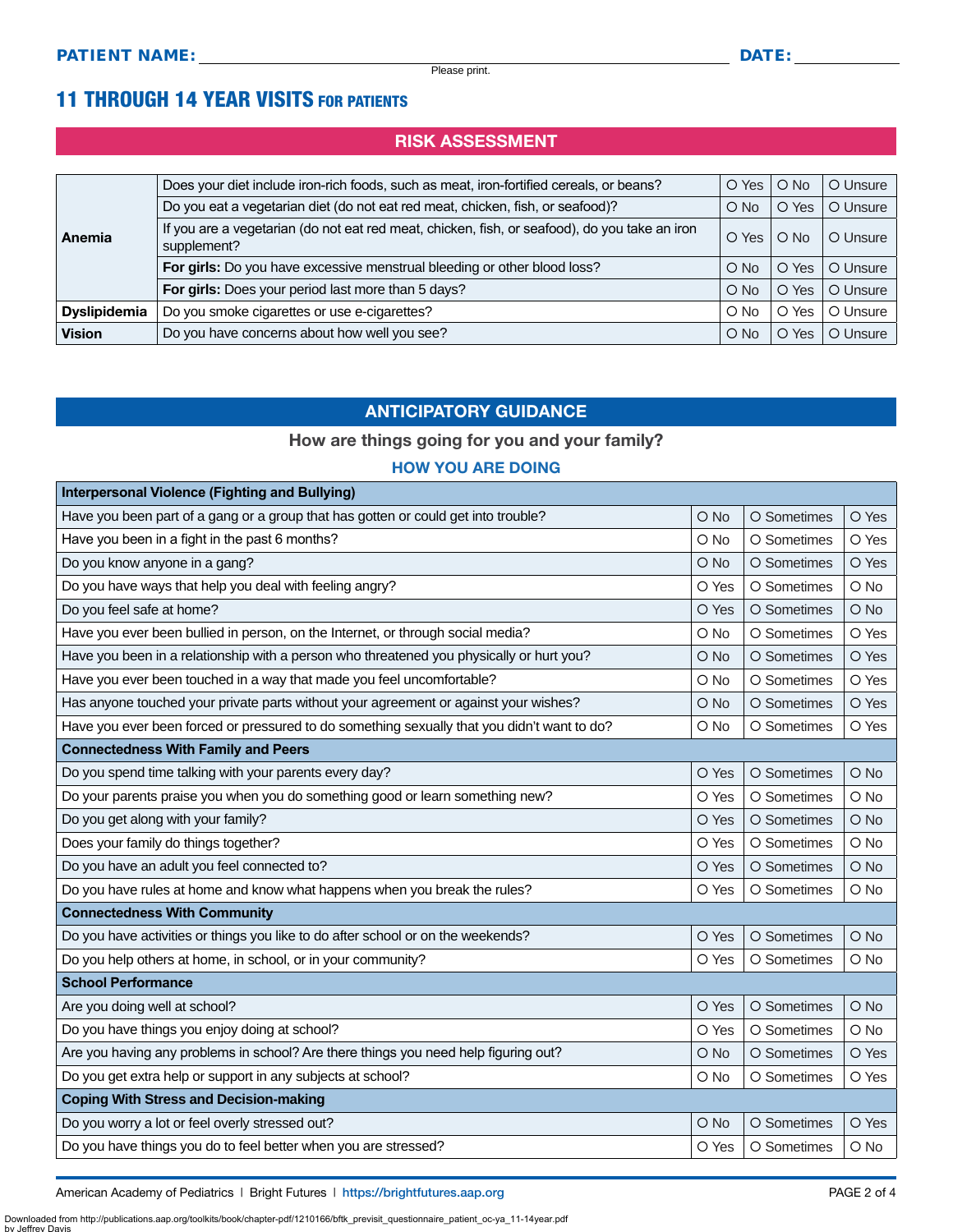**PATIENT NAME:** ______________________________ **DATE:** __________

Please print.

# 11 THROUGH 14 YEAR VISITS FOR PATIENTS

## RISK ASSESSMENT

| | | | | |
|---|---|---|---|---|
| **Anemia** | Does your diet include iron-rich foods, such as meat, iron-fortified cereals, or beans? | O Yes | O No | O Unsure |
| | Do you eat a vegetarian diet (do not eat red meat, chicken, fish, or seafood)? | O No | O Yes | O Unsure |
| | If you are a vegetarian (do not eat red meat, chicken, fish, or seafood), do you take an iron supplement? | O Yes | O No | O Unsure |
| | **For girls:** Do you have excessive menstrual bleeding or other blood loss? | O No | O Yes | O Unsure |
| | **For girls:** Does your period last more than 5 days? | O No | O Yes | O Unsure |
| **Dyslipidemia** | Do you smoke cigarettes or use e-cigarettes? | O No | O Yes | O Unsure |
| **Vision** | Do you have concerns about how well you see? | O No | O Yes | O Unsure |

## ANTICIPATORY GUIDANCE

### How are things going for you and your family?

### HOW YOU ARE DOING

| | | | |
|---|---|---|---|
| **Interpersonal Violence (Fighting and Bullying)** | | | |
| Have you been part of a gang or a group that has gotten or could get into trouble? | O No | O Sometimes | O Yes |
| Have you been in a fight in the past 6 months? | O No | O Sometimes | O Yes |
| Do you know anyone in a gang? | O No | O Sometimes | O Yes |
| Do you have ways that help you deal with feeling angry? | O Yes | O Sometimes | O No |
| Do you feel safe at home? | O Yes | O Sometimes | O No |
| Have you ever been bullied in person, on the Internet, or through social media? | O No | O Sometimes | O Yes |
| Have you been in a relationship with a person who threatened you physically or hurt you? | O No | O Sometimes | O Yes |
| Have you ever been touched in a way that made you feel uncomfortable? | O No | O Sometimes | O Yes |
| Has anyone touched your private parts without your agreement or against your wishes? | O No | O Sometimes | O Yes |
| Have you ever been forced or pressured to do something sexually that you didn't want to do? | O No | O Sometimes | O Yes |
| **Connectedness With Family and Peers** | | | |
| Do you spend time talking with your parents every day? | O Yes | O Sometimes | O No |
| Do your parents praise you when you do something good or learn something new? | O Yes | O Sometimes | O No |
| Do you get along with your family? | O Yes | O Sometimes | O No |
| Does your family do things together? | O Yes | O Sometimes | O No |
| Do you have an adult you feel connected to? | O Yes | O Sometimes | O No |
| Do you have rules at home and know what happens when you break the rules? | O Yes | O Sometimes | O No |
| **Connectedness With Community** | | | |
| Do you have activities or things you like to do after school or on the weekends? | O Yes | O Sometimes | O No |
| Do you help others at home, in school, or in your community? | O Yes | O Sometimes | O No |
| **School Performance** | | | |
| Are you doing well at school? | O Yes | O Sometimes | O No |
| Do you have things you enjoy doing at school? | O Yes | O Sometimes | O No |
| Are you having any problems in school? Are there things you need help figuring out? | O No | O Sometimes | O Yes |
| Do you get extra help or support in any subjects at school? | O No | O Sometimes | O Yes |
| **Coping With Stress and Decision-making** | | | |
| Do you worry a lot or feel overly stressed out? | O No | O Sometimes | O Yes |
| Do you have things you do to feel better when you are stressed? | O Yes | O Sometimes | O No |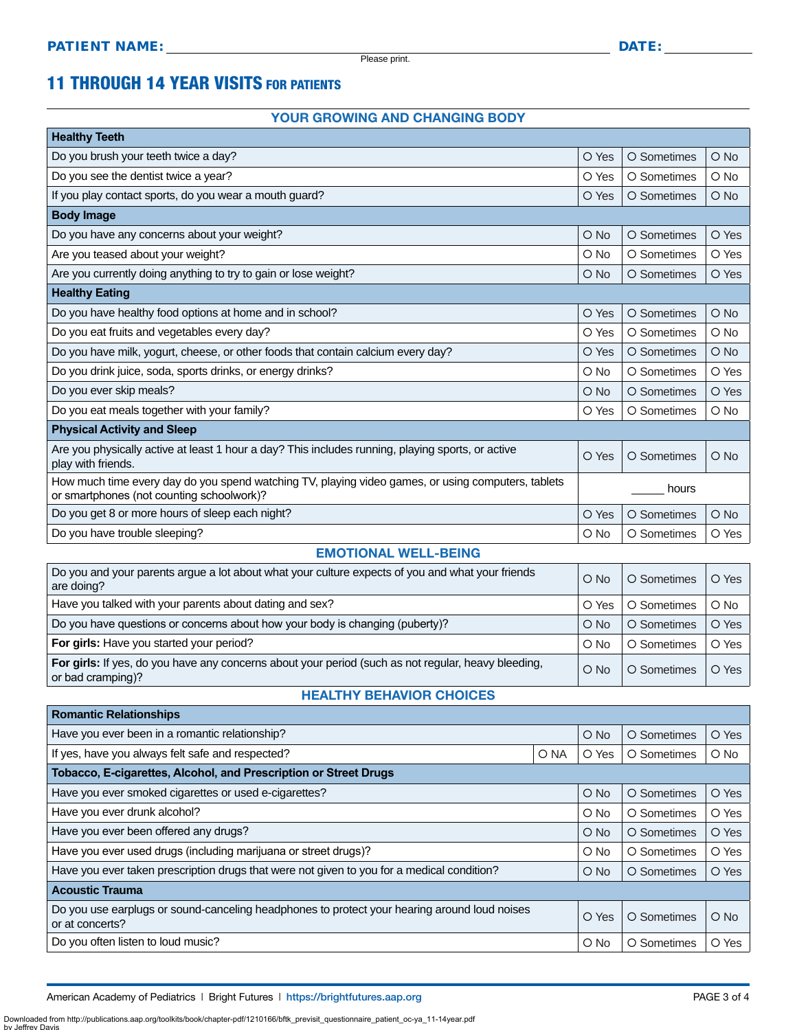**PATIENT NAME:** ______________________________ **DATE:** __________

Please print.

# 11 THROUGH 14 YEAR VISITS FOR PATIENTS

## YOUR GROWING AND CHANGING BODY

| **Healthy Teeth** | | | |
|---|---|---|---|
| Do you brush your teeth twice a day? | O Yes | O Sometimes | O No |
| Do you see the dentist twice a year? | O Yes | O Sometimes | O No |
| If you play contact sports, do you wear a mouth guard? | O Yes | O Sometimes | O No |
| **Body Image** | | | |
| Do you have any concerns about your weight? | O No | O Sometimes | O Yes |
| Are you teased about your weight? | O No | O Sometimes | O Yes |
| Are you currently doing anything to try to gain or lose weight? | O No | O Sometimes | O Yes |
| **Healthy Eating** | | | |
| Do you have healthy food options at home and in school? | O Yes | O Sometimes | O No |
| Do you eat fruits and vegetables every day? | O Yes | O Sometimes | O No |
| Do you have milk, yogurt, cheese, or other foods that contain calcium every day? | O Yes | O Sometimes | O No |
| Do you drink juice, soda, sports drinks, or energy drinks? | O No | O Sometimes | O Yes |
| Do you ever skip meals? | O No | O Sometimes | O Yes |
| Do you eat meals together with your family? | O Yes | O Sometimes | O No |
| **Physical Activity and Sleep** | | | |
| Are you physically active at least 1 hour a day? This includes running, playing sports, or active play with friends. | O Yes | O Sometimes | O No |
| How much time every day do you spend watching TV, playing video games, or using computers, tablets or smartphones (not counting schoolwork)? | _____ hours | | |
| Do you get 8 or more hours of sleep each night? | O Yes | O Sometimes | O No |
| Do you have trouble sleeping? | O No | O Sometimes | O Yes |

## EMOTIONAL WELL-BEING

| | | | |
|---|---|---|---|
| Do you and your parents argue a lot about what your culture expects of you and what your friends are doing? | O No | O Sometimes | O Yes |
| Have you talked with your parents about dating and sex? | O Yes | O Sometimes | O No |
| Do you have questions or concerns about how your body is changing (puberty)? | O No | O Sometimes | O Yes |
| **For girls:** Have you started your period? | O No | O Sometimes | O Yes |
| **For girls:** If yes, do you have any concerns about your period (such as not regular, heavy bleeding, or bad cramping)? | O No | O Sometimes | O Yes |

## HEALTHY BEHAVIOR CHOICES

| **Romantic Relationships** | | | | |
|---|---|---|---|---|
| Have you ever been in a romantic relationship? | | O No | O Sometimes | O Yes |
| If yes, have you always felt safe and respected? | O NA | O Yes | O Sometimes | O No |
| **Tobacco, E-cigarettes, Alcohol, and Prescription or Street Drugs** | | | | |
| Have you ever smoked cigarettes or used e-cigarettes? | | O No | O Sometimes | O Yes |
| Have you ever drunk alcohol? | | O No | O Sometimes | O Yes |
| Have you ever been offered any drugs? | | O No | O Sometimes | O Yes |
| Have you ever used drugs (including marijuana or street drugs)? | | O No | O Sometimes | O Yes |
| Have you ever taken prescription drugs that were not given to you for a medical condition? | | O No | O Sometimes | O Yes |
| **Acoustic Trauma** | | | | |
| Do you use earplugs or sound-canceling headphones to protect your hearing around loud noises or at concerts? | | O Yes | O Sometimes | O No |
| Do you often listen to loud music? | | O No | O Sometimes | O Yes |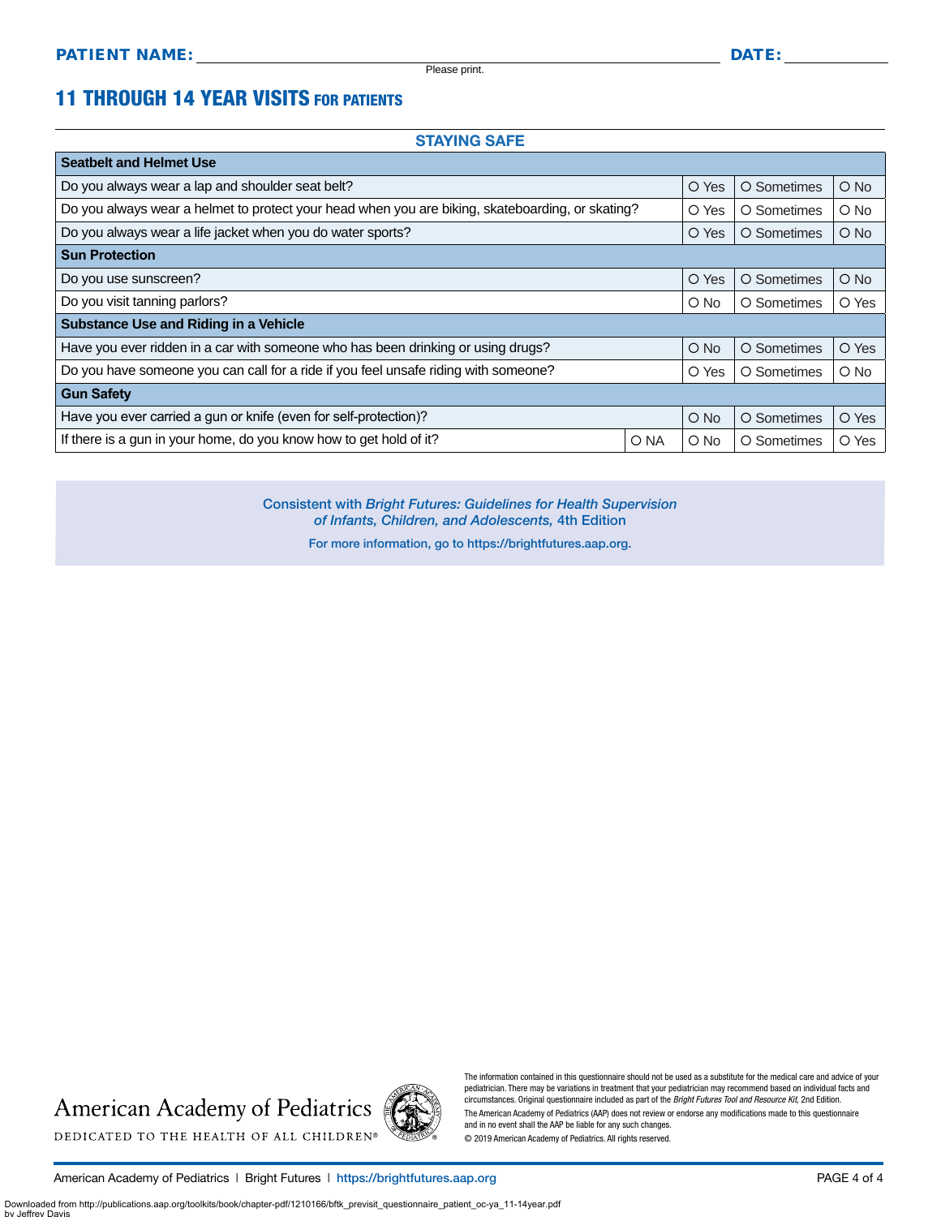**PATIENT NAME:** ______________________________ **DATE:** __________

Please print.

# 11 THROUGH 14 YEAR VISITS FOR PATIENTS

## STAYING SAFE

| | | | | |
|---|---|---|---|---|
| **Seatbelt and Helmet Use** | | | | |
| Do you always wear a lap and shoulder seat belt? | | O Yes | O Sometimes | O No |
| Do you always wear a helmet to protect your head when you are biking, skateboarding, or skating? | | O Yes | O Sometimes | O No |
| Do you always wear a life jacket when you do water sports? | | O Yes | O Sometimes | O No |
| **Sun Protection** | | | | |
| Do you use sunscreen? | | O Yes | O Sometimes | O No |
| Do you visit tanning parlors? | | O No | O Sometimes | O Yes |
| **Substance Use and Riding in a Vehicle** | | | | |
| Have you ever ridden in a car with someone who has been drinking or using drugs? | | O No | O Sometimes | O Yes |
| Do you have someone you can call for a ride if you feel unsafe riding with someone? | | O Yes | O Sometimes | O No |
| **Gun Safety** | | | | |
| Have you ever carried a gun or knife (even for self-protection)? | | O No | O Sometimes | O Yes |
| If there is a gun in your home, do you know how to get hold of it? | O NA | O No | O Sometimes | O Yes |

Consistent with *Bright Futures: Guidelines for Health Supervision of Infants, Children, and Adolescents,* 4th Edition

For more information, go to https://brightfutures.aap.org.

American Academy of Pediatrics
DEDICATED TO THE HEALTH OF ALL CHILDREN®

The information contained in this questionnaire should not be used as a substitute for the medical care and advice of your pediatrician. There may be variations in treatment that your pediatrician may recommend based on individual facts and circumstances. Original questionnaire included as part of the *Bright Futures Tool and Resource Kit,* 2nd Edition.

The American Academy of Pediatrics (AAP) does not review or endorse any modifications made to this questionnaire and in no event shall the AAP be liable for any such changes.

© 2019 American Academy of Pediatrics. All rights reserved.